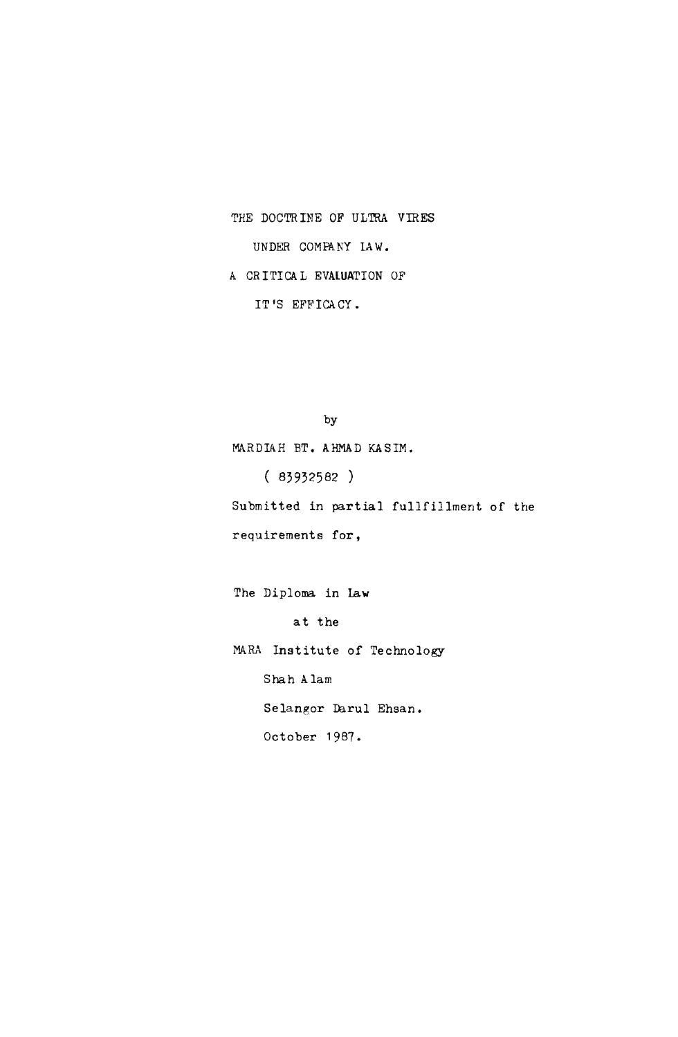# THE DOCTRINE OF ULTRA VIRES UNDER COMPANY LAW. A CRITICAL EVALUATION OF IT'S EFFICACY.

by

MARDIAH BT. AHMAD KASIM.

( 83932582 )

Submitted in partial fullfillment of the requirements for,

The Diploma in Law

at the

MARA Institute of Technology

Shah Alam

Selangor Darul Ehsan.

October 1987.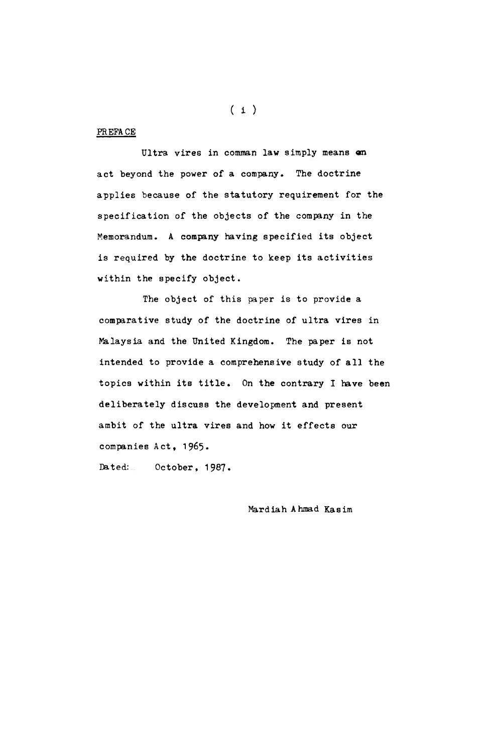PREFACE

Ultra vires in comman law simply means an act beyond the power of a company. The doctrine applies because of the statutory requirement for the specification of the objects of the company in the Memorandum. A company having specified its object is required by the doctrine to keep its activities within the specify object.

The object of this paper is to provide a comparative study of the doctrine of ultra vires in Malaysia and the United Kingdom. The paper is not intended to provide a comprehensive study of all the topics within its title. On the contrary I have been deliberately discuss the development and present ambit of the ultra vires and how it effects our companies Act, 1965.

Dated: October, 1987.

Mardiah Ahmad Kasim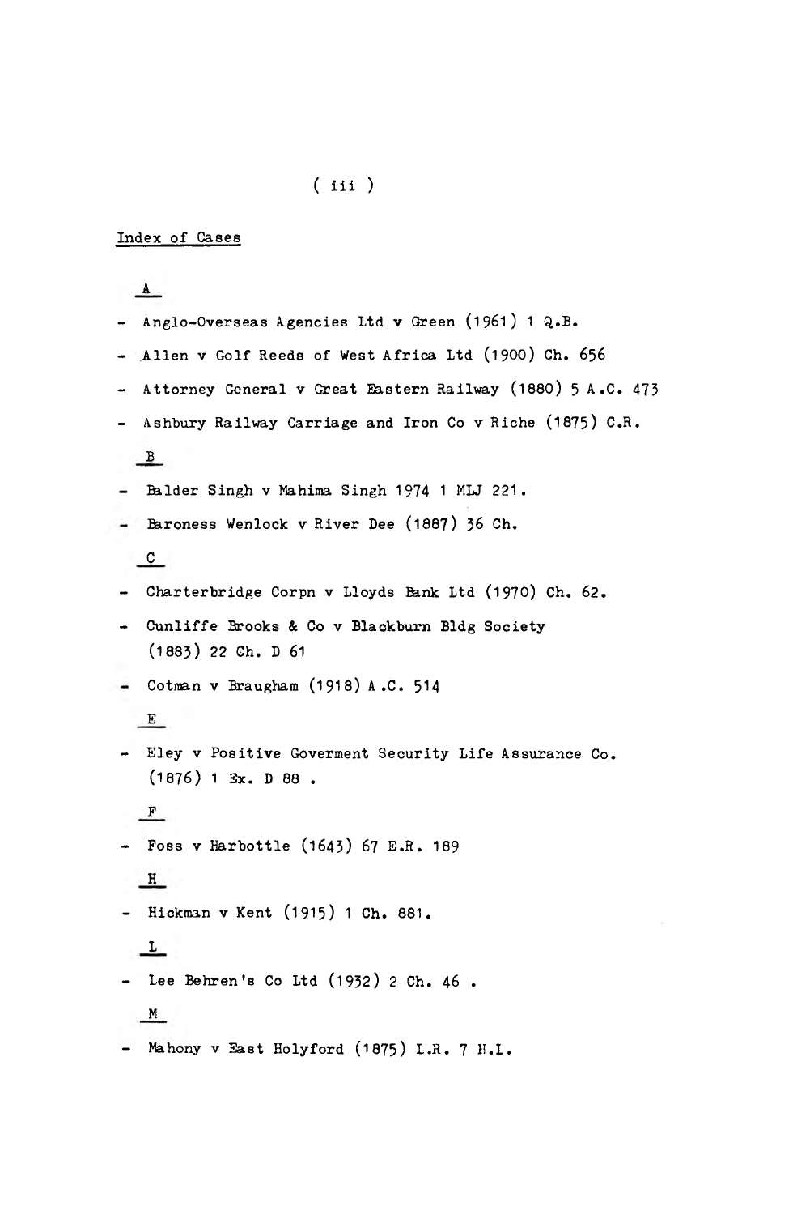## Index of Cases

**A**

- Anglo-Overseas Agencies Ltd v Green (1961) 1 Q.B.
- Allen v Golf Reeds of West Africa Ltd (1900) Ch. 656
- Attorney General v Great Eastern Railway (1880) 5 A.C. 473
- Ashbury Railway Carriage and Iron Co v Riche (1875) C.R.

**B**

- Balder Singh v Mahima Singh 1974 1 MLJ 221.
- Baroness Wenlock v River Dee (1887) 36 Ch.

**C**

- Charterbridge Corpn v Lloyds Bank Ltd (1970) Ch. 62.
- Cunliffe Brooks & Co v Blackburn Bldg Society (1883) 22 Ch. D 61
- Cotman v Braugham (1918) A.C. 514

**E**

- Eley v Positive Goverment Security Life Assurance Co. (1876) 1 Ex. D 88 .

**F**

- Foss v Harbottle (1643) 67 E.R. 189

**H**

- Hickman v Kent (1915) 1 Ch. 881.

**L**

- Lee Behren's Co Ltd (1932) 2 Ch. 46 .

**M**

- Mahony v East Holyford (1875) L.R. 7 H.L.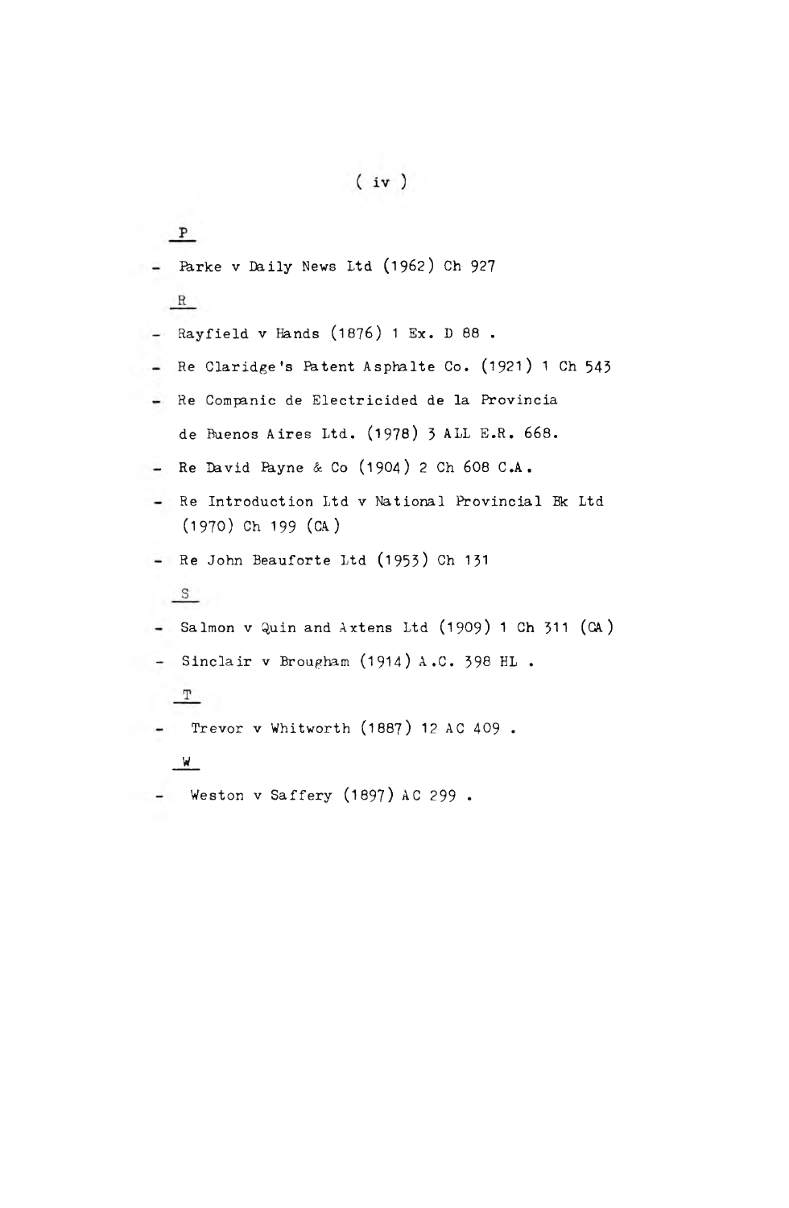P

- Parke v Daily News Ltd (1962) Ch 927

R

- Rayfield v Hands (1876) 1 Ex. D 88 .
- Re Claridge's Patent Asphalte Co. (1921) 1 Ch 543
- Re Companic de Electricided de la Provincia de Buenos Aires Ltd. (1978) 3 ALL E.R. 668.
- Re David Payne & Co (1904) 2 Ch 608 C.A.
- Re Introduction Ltd v National Provincial Bk Ltd (1970) Ch 199 (CA)
- Re John Beauforte Ltd (1953) Ch 131

S

- Salmon v Quin and Axtens Ltd (1909) 1 Ch 311 (CA)
- Sinclair v Brougham (1914) A.C. 398 HL .

T

- Trevor v Whitworth (1887) 12 AC 409 .

W

- Weston v Saffery (1897) AC 299 .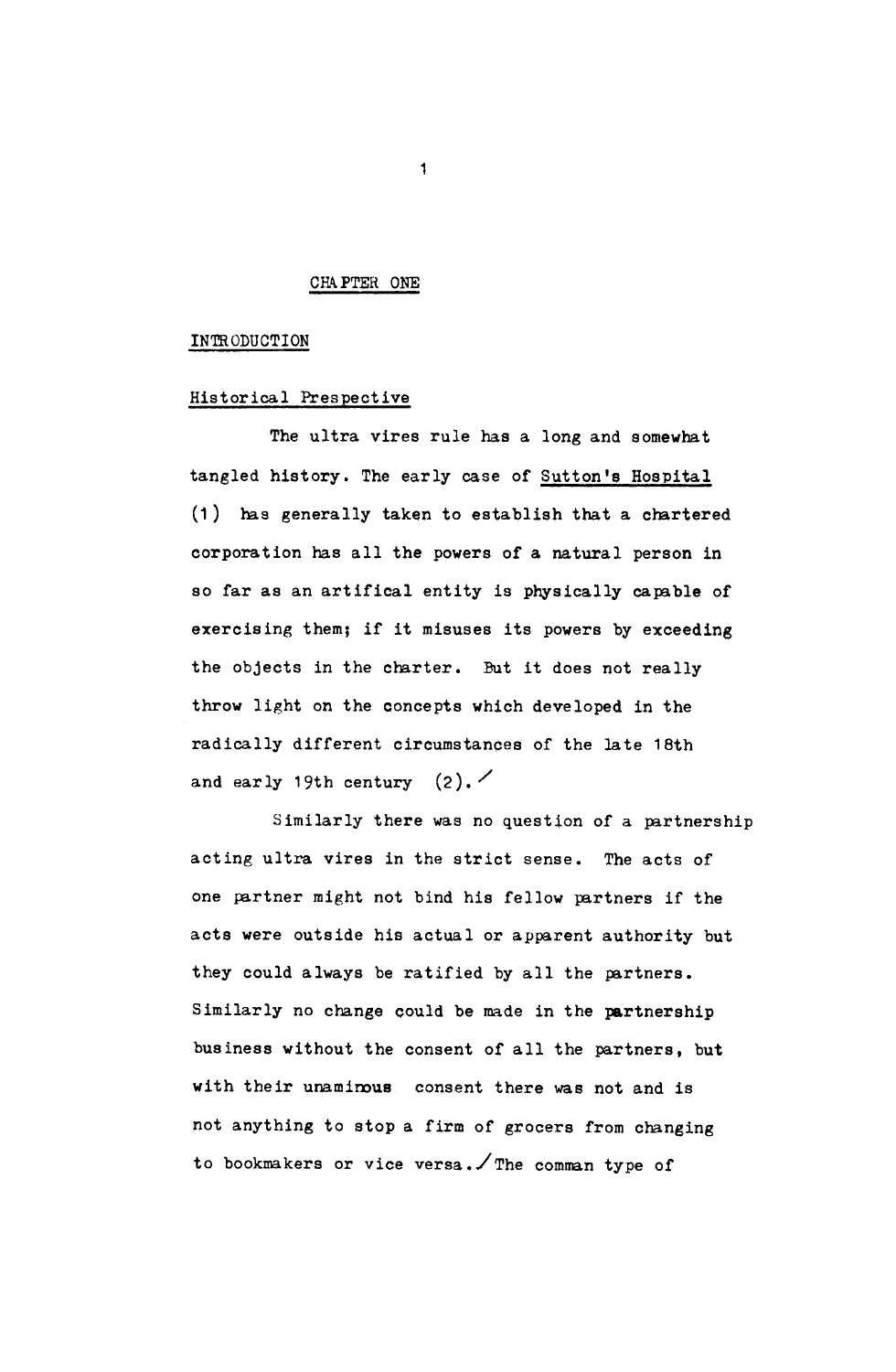# CHAPTER ONE

## INTRODUCTION

### Historical Prespective

The ultra vires rule has a long and somewhat tangled history. The early case of Sutton's Hospital (1) has generally taken to establish that a chartered corporation has all the powers of a natural person in so far as an artifical entity is physically capable of exercising them; if it misuses its powers by exceeding the objects in the charter. But it does not really throw light on the concepts which developed in the radically different circumstances of the late 18th and early 19th century (2).

Similarly there was no question of a partnership acting ultra vires in the strict sense. The acts of one partner might not bind his fellow partners if the acts were outside his actual or apparent authority but they could always be ratified by all the partners. Similarly no change could be made in the partnership business without the consent of all the partners, but with their unamimous consent there was not and is not anything to stop a firm of grocers from changing to bookmakers or vice versa. The comman type of